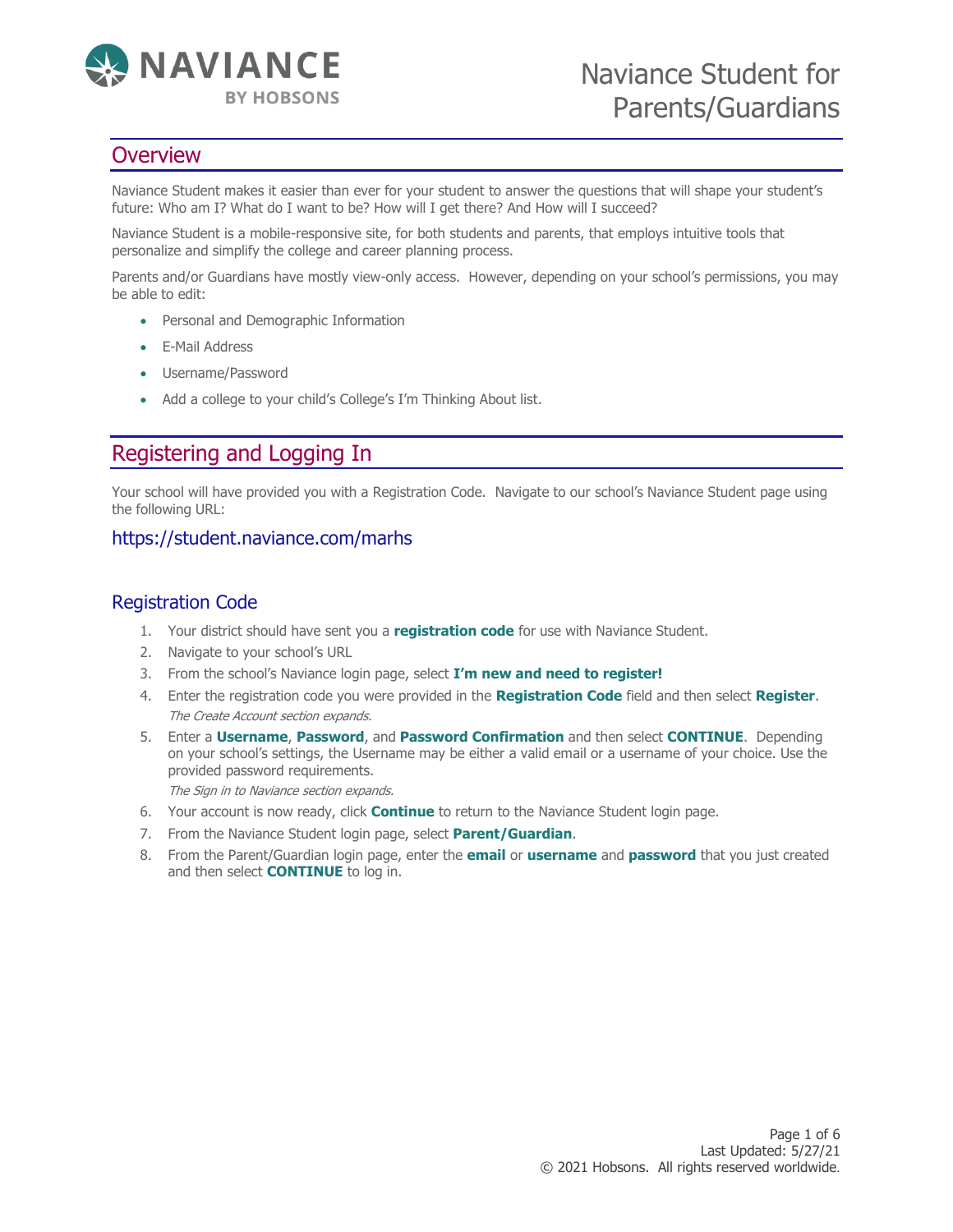NAVIANCE BY HOBSONS

# Naviance Student for Parents/Guardians

## Overview

Naviance Student makes it easier than ever for your student to answer the questions that will shape your student's future: Who am I? What do I want to be? How will I get there? And How will I succeed?

Naviance Student is a mobile-responsive site, for both students and parents, that employs intuitive tools that personalize and simplify the college and career planning process.

Parents and/or Guardians have mostly view-only access. However, depending on your school's permissions, you may be able to edit:

- Personal and Demographic Information
- E-Mail Address
- Username/Password
- Add a college to your child's College's I'm Thinking About list.

## Registering and Logging In

Your school will have provided you with a Registration Code. Navigate to our school's Naviance Student page using the following URL:

https://student.naviance.com/marhs

### Registration Code

1. Your district should have sent you a **registration code** for use with Naviance Student.
2. Navigate to your school's URL
3. From the school's Naviance login page, select **I'm new and need to register!**
4. Enter the registration code you were provided in the **Registration Code** field and then select **Register**.
   *The Create Account section expands.*
5. Enter a **Username**, **Password**, and **Password Confirmation** and then select **CONTINUE**. Depending on your school's settings, the Username may be either a valid email or a username of your choice. Use the provided password requirements.
   *The Sign in to Naviance section expands.*
6. Your account is now ready, click **Continue** to return to the Naviance Student login page.
7. From the Naviance Student login page, select **Parent/Guardian**.
8. From the Parent/Guardian login page, enter the **email** or **username** and **password** that you just created and then select **CONTINUE** to log in.

Last Updated: 5/27/21
© 2021 Hobsons. All rights reserved worldwide.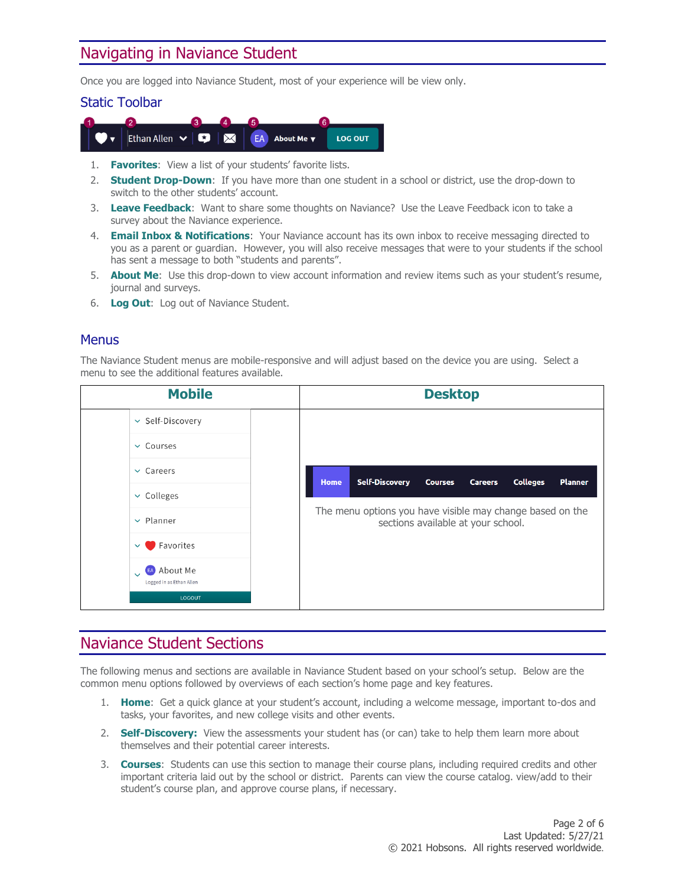# Navigating in Naviance Student

Once you are logged into Naviance Student, most of your experience will be view only.

## Static Toolbar

1. **Favorites**: View a list of your students' favorite lists.
2. **Student Drop-Down**: If you have more than one student in a school or district, use the drop-down to switch to the other students' account.
3. **Leave Feedback**: Want to share some thoughts on Naviance? Use the Leave Feedback icon to take a survey about the Naviance experience.
4. **Email Inbox & Notifications**: Your Naviance account has its own inbox to receive messaging directed to you as a parent or guardian. However, you will also receive messages that were to your students if the school has sent a message to both "students and parents".
5. **About Me**: Use this drop-down to view account information and review items such as your student's resume, journal and surveys.
6. **Log Out**: Log out of Naviance Student.

## Menus

The Naviance Student menus are mobile-responsive and will adjust based on the device you are using. Select a menu to see the additional features available.

| Mobile | Desktop |
|---|---|
| Self-Discovery<br>Courses<br>Careers<br>Colleges<br>Planner<br>Favorites<br>About Me (Logged in as Ethan Allen)<br>LOGOUT | Home \| Self-Discovery \| Courses \| Careers \| Colleges \| Planner<br><br>The menu options you have visible may change based on the sections available at your school. |

# Naviance Student Sections

The following menus and sections are available in Naviance Student based on your school's setup. Below are the common menu options followed by overviews of each section's home page and key features.

1. **Home**: Get a quick glance at your student's account, including a welcome message, important to-dos and tasks, your favorites, and new college visits and other events.
2. **Self-Discovery:** View the assessments your student has (or can) take to help them learn more about themselves and their potential career interests.
3. **Courses**: Students can use this section to manage their course plans, including required credits and other important criteria laid out by the school or district. Parents can view the course catalog. view/add to their student's course plan, and approve course plans, if necessary.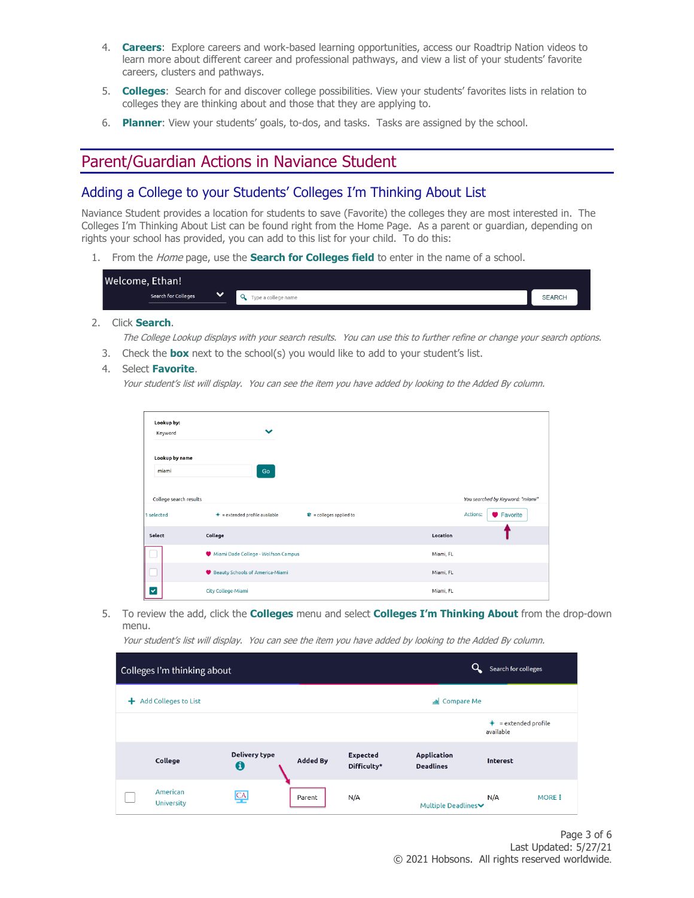4. **Careers**: Explore careers and work-based learning opportunities, access our Roadtrip Nation videos to learn more about different career and professional pathways, and view a list of your students' favorite careers, clusters and pathways.
5. **Colleges**: Search for and discover college possibilities. View your students' favorites lists in relation to colleges they are thinking about and those that they are applying to.
6. **Planner**: View your students' goals, to-dos, and tasks. Tasks are assigned by the school.

# Parent/Guardian Actions in Naviance Student

## Adding a College to your Students' Colleges I'm Thinking About List

Naviance Student provides a location for students to save (Favorite) the colleges they are most interested in. The Colleges I'm Thinking About List can be found right from the Home Page. As a parent or guardian, depending on rights your school has provided, you can add to this list for your child. To do this:

1. From the *Home* page, use the **Search for Colleges field** to enter in the name of a school.
2. Click **Search**.
   *The College Lookup displays with your search results. You can use this to further refine or change your search options.*
3. Check the **box** next to the school(s) you would like to add to your student's list.
4. Select **Favorite**.
   *Your student's list will display. You can see the item you have added by looking to the Added By column.*
5. To review the add, click the **Colleges** menu and select **Colleges I'm Thinking About** from the drop-down menu.
   *Your student's list will display. You can see the item you have added by looking to the Added By column.*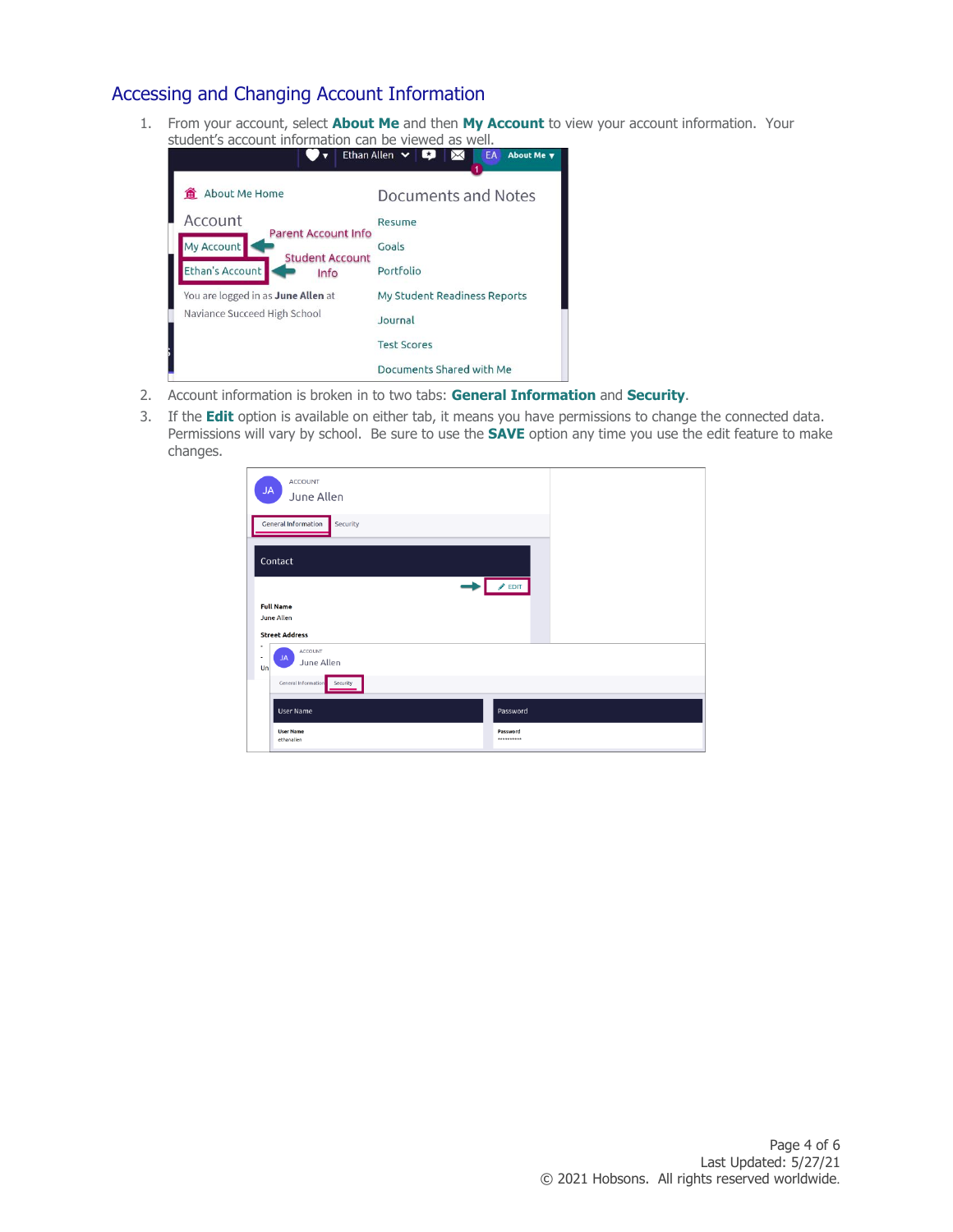## Accessing and Changing Account Information

1. From your account, select **About Me** and then **My Account** to view your account information. Your student's account information can be viewed as well.
2. Account information is broken in to two tabs: **General Information** and **Security**.
3. If the **Edit** option is available on either tab, it means you have permissions to change the connected data. Permissions will vary by school. Be sure to use the **SAVE** option any time you use the edit feature to make changes.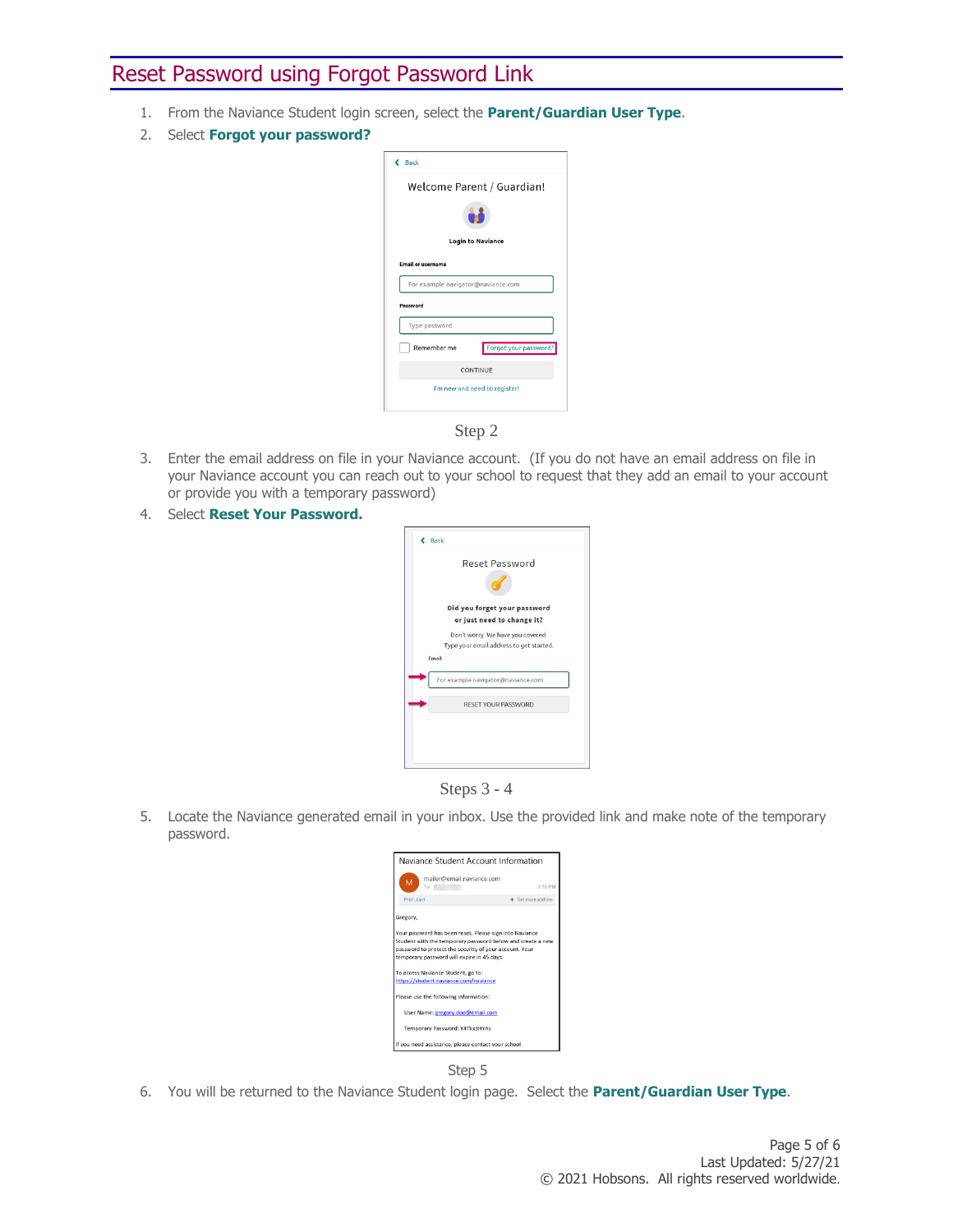## Reset Password using Forgot Password Link

1. From the Naviance Student login screen, select the **Parent/Guardian User Type**.
2. Select **Forgot your password?**

Step 2

3. Enter the email address on file in your Naviance account. (If you do not have an email address on file in your Naviance account you can reach out to your school to request that they add an email to your account or provide you with a temporary password)
4. Select **Reset Your Password.**

Steps 3 - 4

5. Locate the Naviance generated email in your inbox. Use the provided link and make note of the temporary password.

Step 5

6. You will be returned to the Naviance Student login page. Select the **Parent/Guardian User Type**.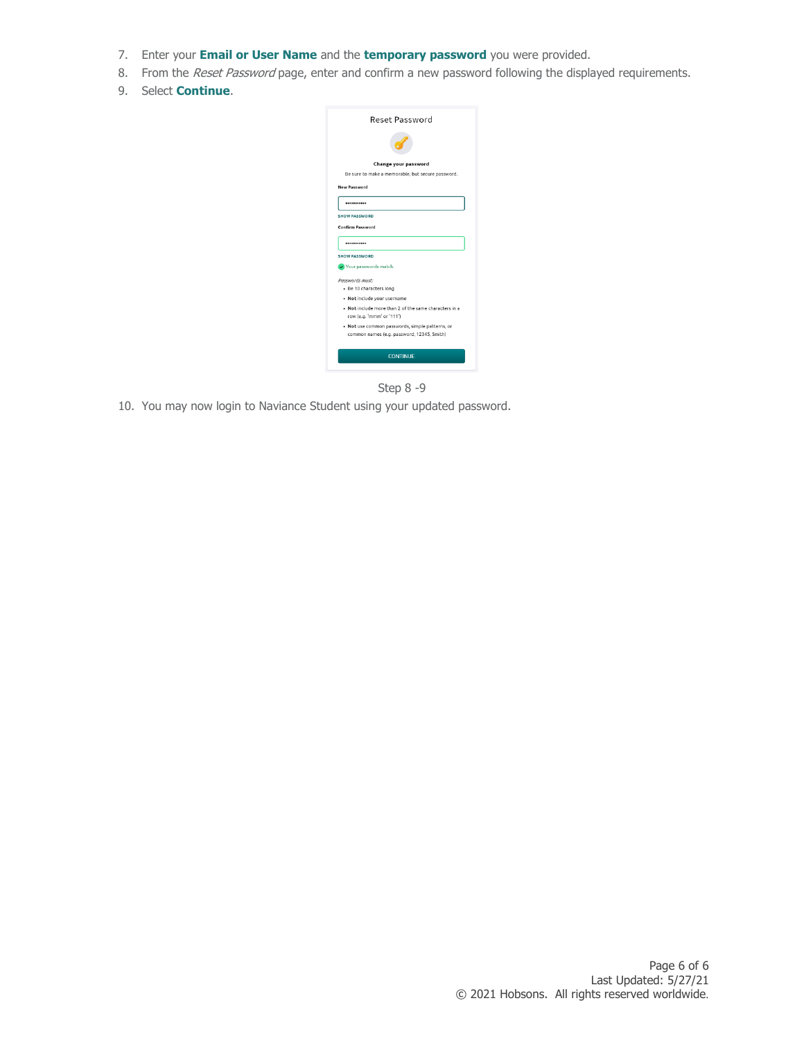7. Enter your **Email or User Name** and the **temporary password** you were provided.
8. From the *Reset Password* page, enter and confirm a new password following the displayed requirements.
9. Select **Continue**.

Reset Password

**Change your password**

Be sure to make a memorable, but secure password.

**New Password**

••••••••••••

SHOW PASSWORD

**Confirm Password**

••••••••••••

SHOW PASSWORD

Your passwords match.

*Passwords must:*

- Be 10 characters long
- **Not** include your username
- **Not** include more than 2 of the same characters in a row (e.g. 'mmm' or '111')
- **Not** use common passwords, simple patterns, or common names (e.g. password, 12345, Smith)

CONTINUE

Step 8 -9

10. You may now login to Naviance Student using your updated password.